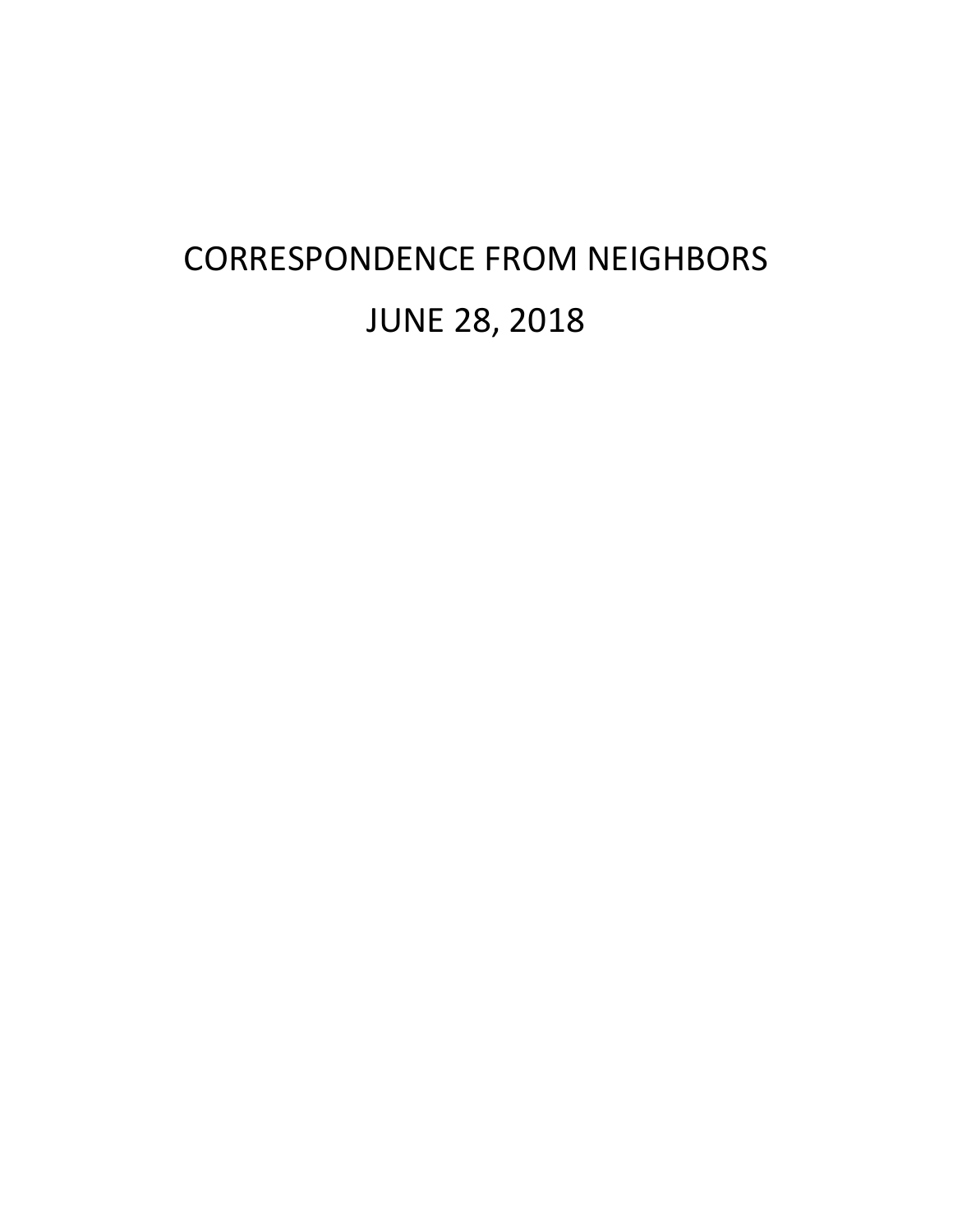# CORRESPONDENCE FROM NEIGHBORS

# JUNE 28, 2018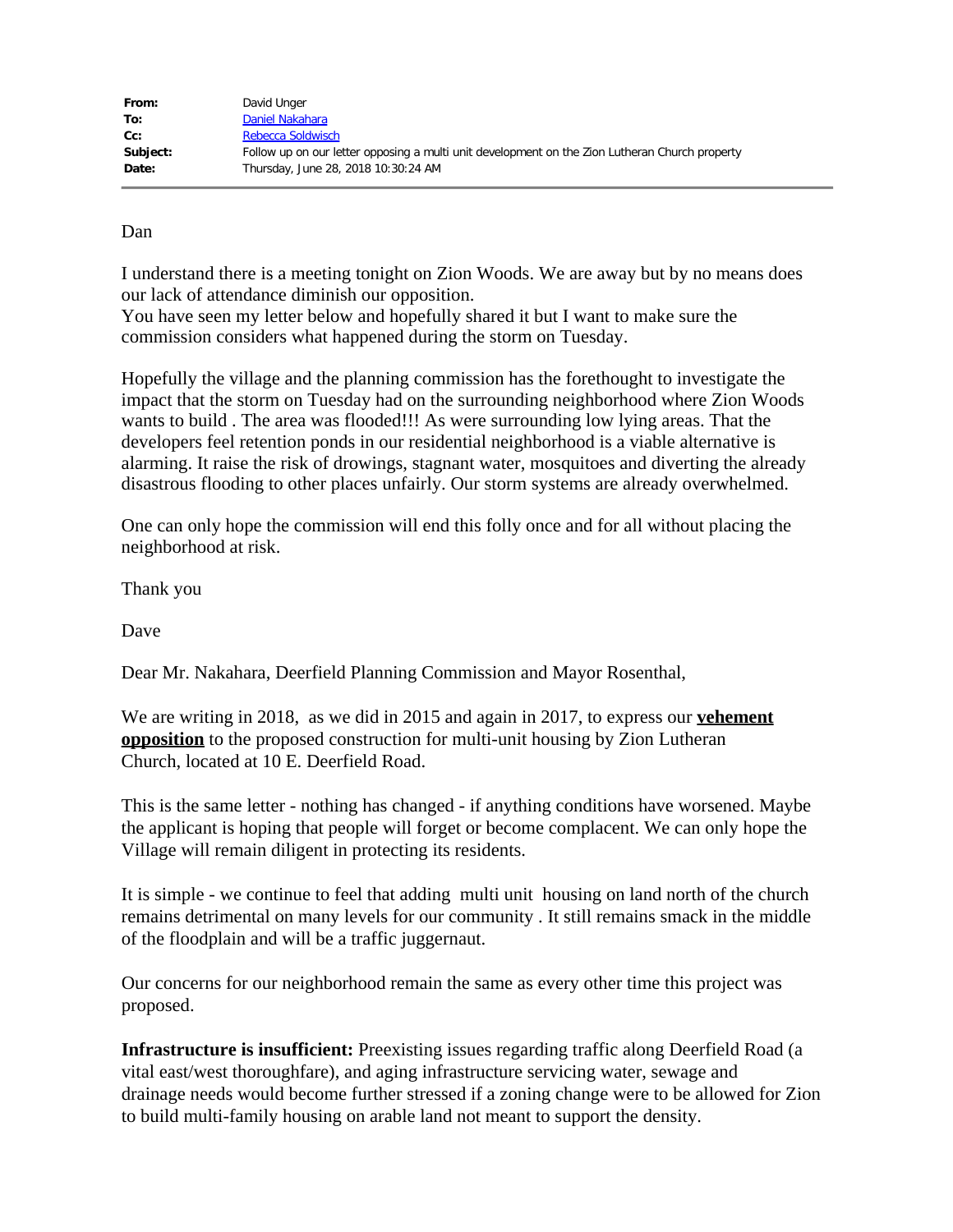| | |
|---|---|
| **From:** | David Unger |
| **To:** | Daniel Nakahara |
| **Cc:** | Rebecca Soldwisch |
| **Subject:** | Follow up on our letter opposing a multi unit development on the Zion Lutheran Church property |
| **Date:** | Thursday, June 28, 2018 10:30:24 AM |

---

Dan

I understand there is a meeting tonight on Zion Woods. We are away but by no means does our lack of attendance diminish our opposition.
You have seen my letter below and hopefully shared it but I want to make sure the commission considers what happened during the storm on Tuesday.

Hopefully the village and the planning commission has the forethought to investigate the impact that the storm on Tuesday had on the surrounding neighborhood where Zion Woods wants to build . The area was flooded!!! As were surrounding low lying areas. That the developers feel retention ponds in our residential neighborhood is a viable alternative is alarming. It raise the risk of drowings, stagnant water, mosquitoes and diverting the already disastrous flooding to other places unfairly. Our storm systems are already overwhelmed.

One can only hope the commission will end this folly once and for all without placing the neighborhood at risk.

Thank you

Dave

Dear Mr. Nakahara, Deerfield Planning Commission and Mayor Rosenthal,

We are writing in 2018, as we did in 2015 and again in 2017, to express our <u>**vehement opposition**</u> to the proposed construction for multi-unit housing by Zion Lutheran Church, located at 10 E. Deerfield Road.

This is the same letter - nothing has changed - if anything conditions have worsened. Maybe the applicant is hoping that people will forget or become complacent. We can only hope the Village will remain diligent in protecting its residents.

It is simple - we continue to feel that adding multi unit housing on land north of the church remains detrimental on many levels for our community . It still remains smack in the middle of the floodplain and will be a traffic juggernaut.

Our concerns for our neighborhood remain the same as every other time this project was proposed.

**Infrastructure is insufficient:** Preexisting issues regarding traffic along Deerfield Road (a vital east/west thoroughfare), and aging infrastructure servicing water, sewage and drainage needs would become further stressed if a zoning change were to be allowed for Zion to build multi-family housing on arable land not meant to support the density.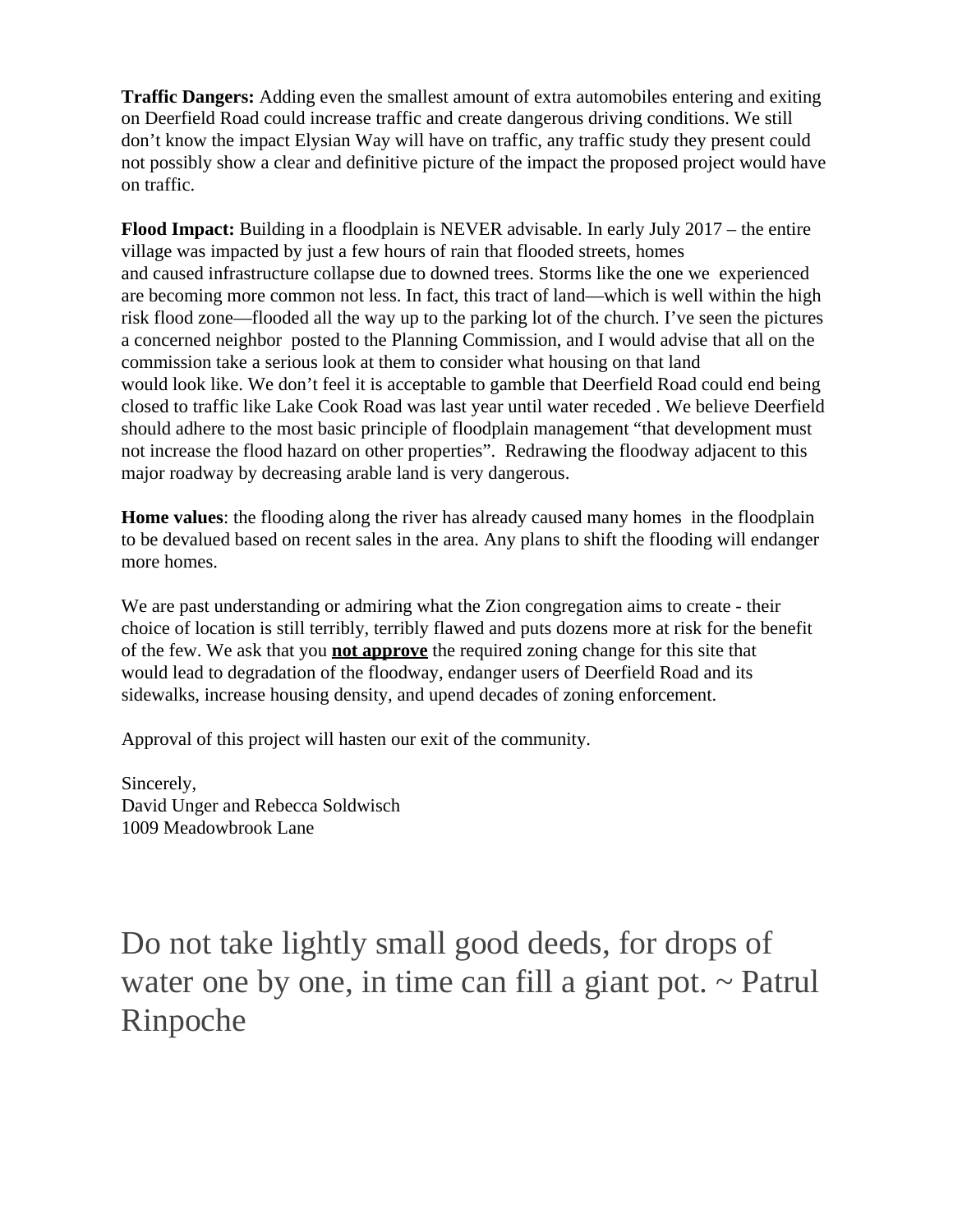**Traffic Dangers:** Adding even the smallest amount of extra automobiles entering and exiting on Deerfield Road could increase traffic and create dangerous driving conditions. We still don't know the impact Elysian Way will have on traffic, any traffic study they present could not possibly show a clear and definitive picture of the impact the proposed project would have on traffic.

**Flood Impact:** Building in a floodplain is NEVER advisable. In early July 2017 – the entire village was impacted by just a few hours of rain that flooded streets, homes and caused infrastructure collapse due to downed trees. Storms like the one we experienced are becoming more common not less. In fact, this tract of land—which is well within the high risk flood zone—flooded all the way up to the parking lot of the church. I've seen the pictures a concerned neighbor posted to the Planning Commission, and I would advise that all on the commission take a serious look at them to consider what housing on that land would look like. We don't feel it is acceptable to gamble that Deerfield Road could end being closed to traffic like Lake Cook Road was last year until water receded . We believe Deerfield should adhere to the most basic principle of floodplain management "that development must not increase the flood hazard on other properties". Redrawing the floodway adjacent to this major roadway by decreasing arable land is very dangerous.

**Home values**: the flooding along the river has already caused many homes in the floodplain to be devalued based on recent sales in the area. Any plans to shift the flooding will endanger more homes.

We are past understanding or admiring what the Zion congregation aims to create - their choice of location is still terribly, terribly flawed and puts dozens more at risk for the benefit of the few. We ask that you <u>**not approve**</u> the required zoning change for this site that would lead to degradation of the floodway, endanger users of Deerfield Road and its sidewalks, increase housing density, and upend decades of zoning enforcement.

Approval of this project will hasten our exit of the community.

Sincerely,
David Unger and Rebecca Soldwisch
1009 Meadowbrook Lane

Do not take lightly small good deeds, for drops of water one by one, in time can fill a giant pot. ~ Patrul Rinpoche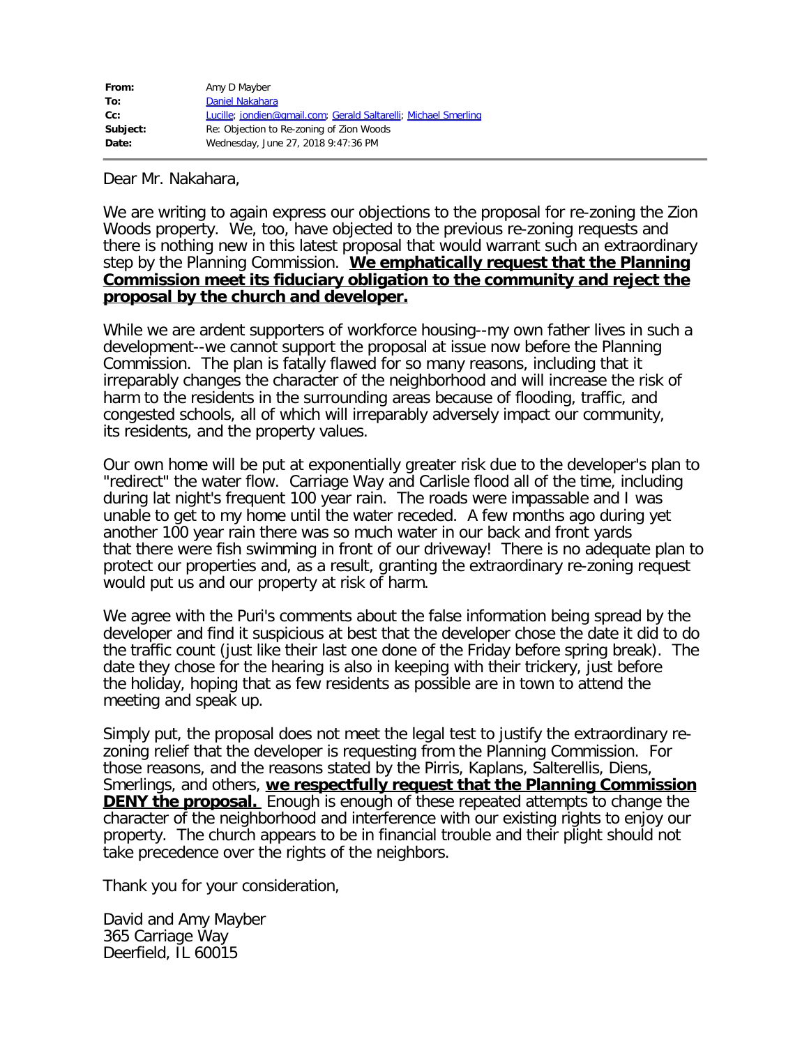| | |
|---|---|
| **From:** | Amy D Mayber |
| **To:** | Daniel Nakahara |
| **Cc:** | Lucille; jondien@gmail.com; Gerald Saltarelli; Michael Smerling |
| **Subject:** | Re: Objection to Re-zoning of Zion Woods |
| **Date:** | Wednesday, June 27, 2018 9:47:36 PM |

Dear Mr. Nakahara,

We are writing to again express our objections to the proposal for re-zoning the Zion Woods property. We, too, have objected to the previous re-zoning requests and there is nothing new in this latest proposal that would warrant such an extraordinary step by the Planning Commission. **We emphatically request that the Planning Commission meet its fiduciary obligation to the community and reject the proposal by the church and developer.**

While we are ardent supporters of workforce housing--my own father lives in such a development--we cannot support the proposal at issue now before the Planning Commission. The plan is fatally flawed for so many reasons, including that it irreparably changes the character of the neighborhood and will increase the risk of harm to the residents in the surrounding areas because of flooding, traffic, and congested schools, all of which will irreparably adversely impact our community, its residents, and the property values.

Our own home will be put at exponentially greater risk due to the developer's plan to "redirect" the water flow. Carriage Way and Carlisle flood all of the time, including during lat night's frequent 100 year rain. The roads were impassable and I was unable to get to my home until the water receded. A few months ago during yet another 100 year rain there was so much water in our back and front yards that there were fish swimming in front of our driveway! There is no adequate plan to protect our properties and, as a result, granting the extraordinary re-zoning request would put us and our property at risk of harm.

We agree with the Puri's comments about the false information being spread by the developer and find it suspicious at best that the developer chose the date it did to do the traffic count (just like their last one done of the Friday before spring break). The date they chose for the hearing is also in keeping with their trickery, just before the holiday, hoping that as few residents as possible are in town to attend the meeting and speak up.

Simply put, the proposal does not meet the legal test to justify the extraordinary re-zoning relief that the developer is requesting from the Planning Commission. For those reasons, and the reasons stated by the Pirris, Kaplans, Salterellis, Diens, Smerlings, and others, **we respectfully request that the Planning Commission DENY the proposal.** Enough is enough of these repeated attempts to change the character of the neighborhood and interference with our existing rights to enjoy our property. The church appears to be in financial trouble and their plight should not take precedence over the rights of the neighbors.

Thank you for your consideration,

David and Amy Mayber
365 Carriage Way
Deerfield, IL 60015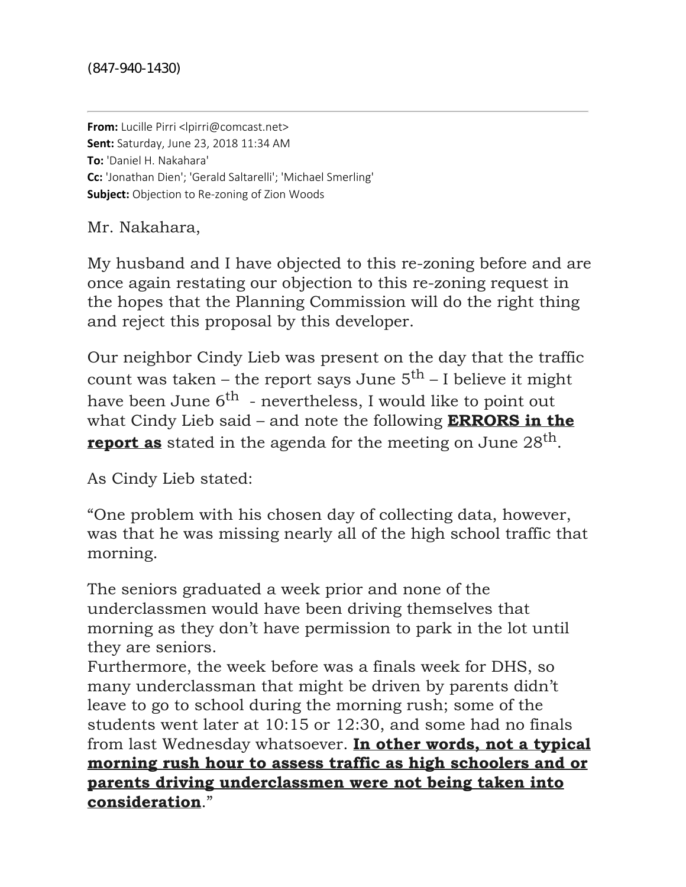(847-940-1430)

---

**From:** Lucille Pirri <lpirri@comcast.net>
**Sent:** Saturday, June 23, 2018 11:34 AM
**To:** 'Daniel H. Nakahara'
**Cc:** 'Jonathan Dien'; 'Gerald Saltarelli'; 'Michael Smerling'
**Subject:** Objection to Re-zoning of Zion Woods

Mr. Nakahara,

My husband and I have objected to this re-zoning before and are once again restating our objection to this re-zoning request in the hopes that the Planning Commission will do the right thing and reject this proposal by this developer.

Our neighbor Cindy Lieb was present on the day that the traffic count was taken – the report says June 5th – I believe it might have been June 6th - nevertheless, I would like to point out what Cindy Lieb said – and note the following **ERRORS in the report as** stated in the agenda for the meeting on June 28th.

As Cindy Lieb stated:

"One problem with his chosen day of collecting data, however, was that he was missing nearly all of the high school traffic that morning.

The seniors graduated a week prior and none of the underclassmen would have been driving themselves that morning as they don't have permission to park in the lot until they are seniors.
Furthermore, the week before was a finals week for DHS, so many underclassman that might be driven by parents didn't leave to go to school during the morning rush; some of the students went later at 10:15 or 12:30, and some had no finals from last Wednesday whatsoever. **In other words, not a typical morning rush hour to assess traffic as high schoolers and or parents driving underclassmen were not being taken into consideration**."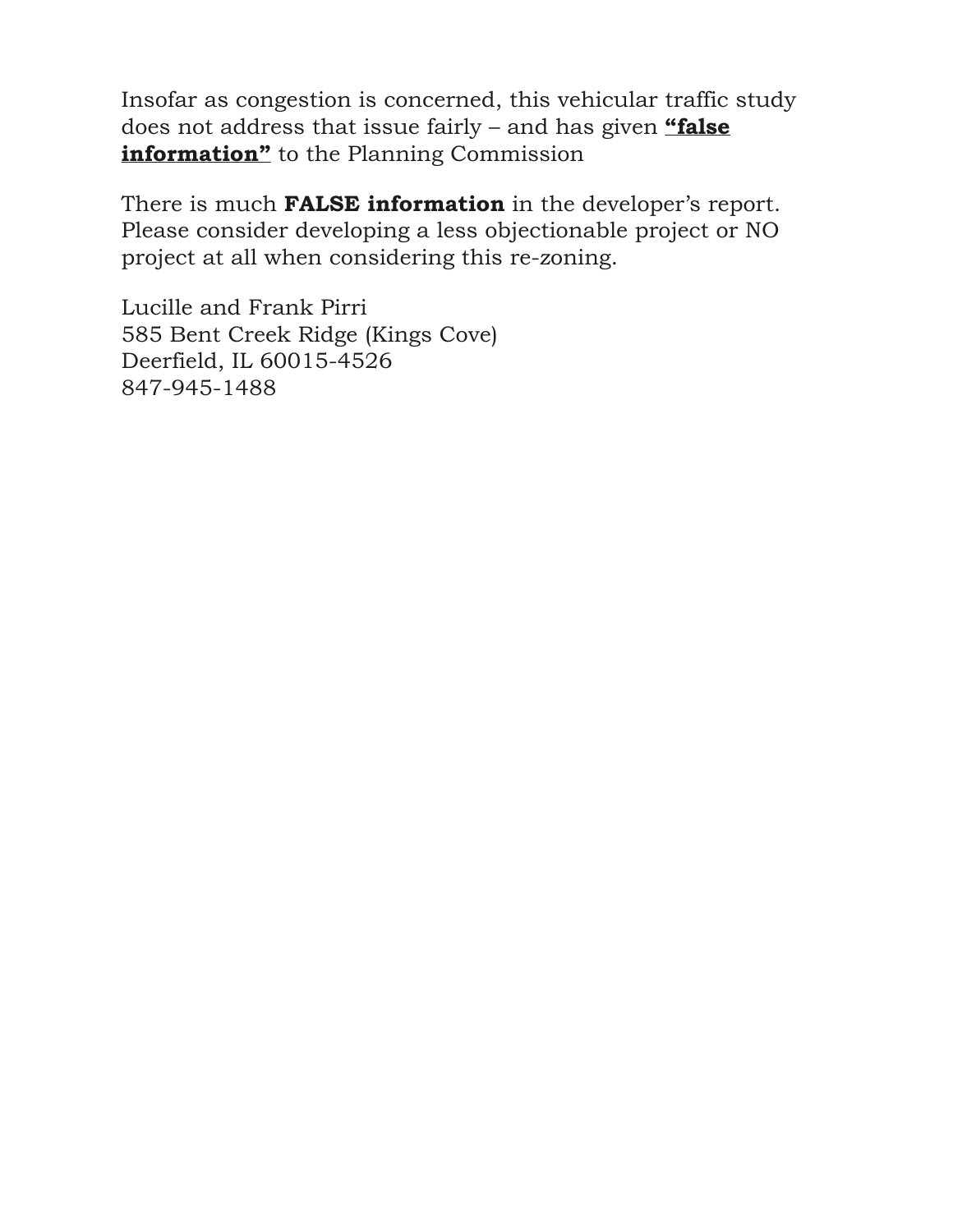Insofar as congestion is concerned, this vehicular traffic study does not address that issue fairly – and has given <u>**“false information”**</u> to the Planning Commission

There is much **FALSE information** in the developer’s report. Please consider developing a less objectionable project or NO project at all when considering this re-zoning.

Lucille and Frank Pirri
585 Bent Creek Ridge (Kings Cove)
Deerfield, IL 60015-4526
847-945-1488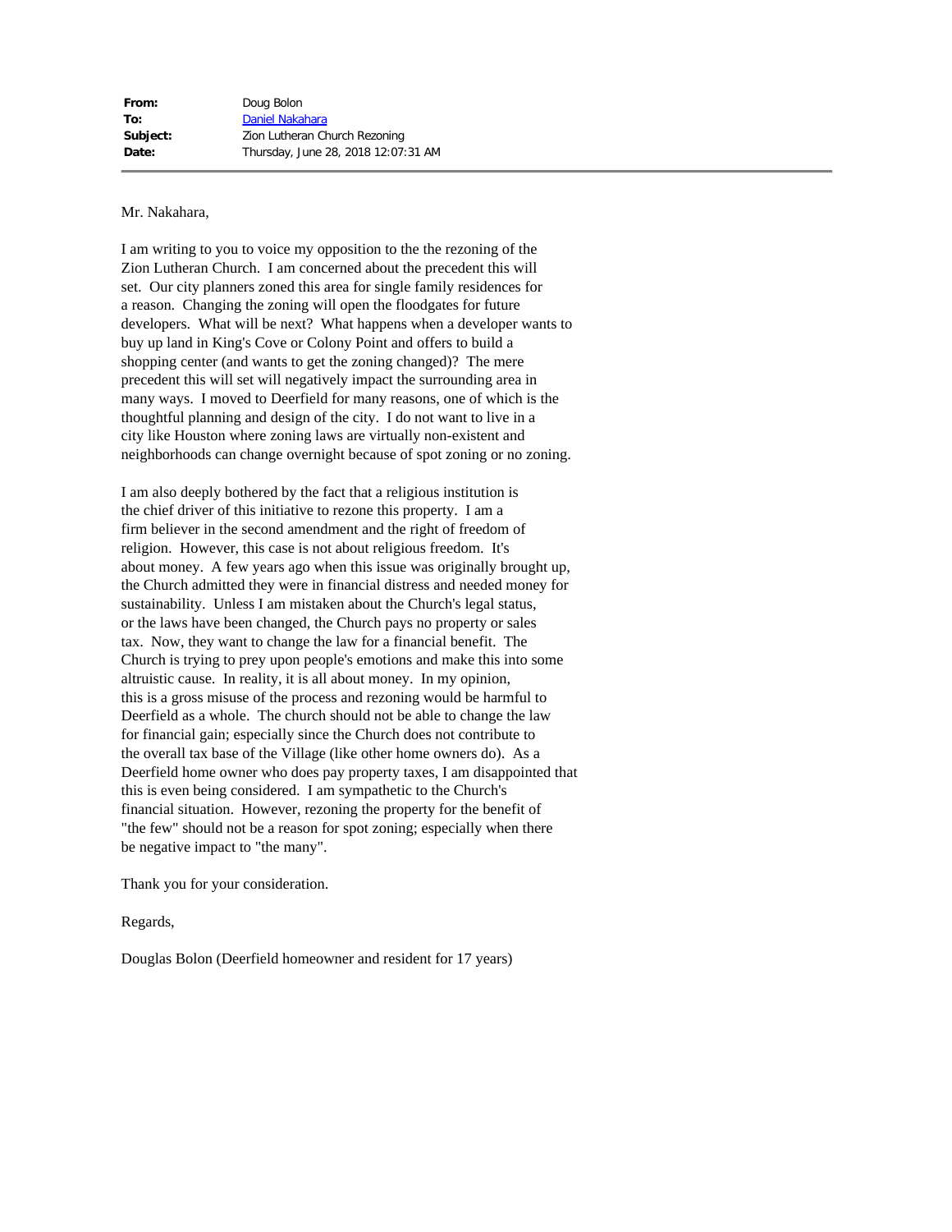| | |
|---|---|
| **From:** | Doug Bolon |
| **To:** | Daniel Nakahara |
| **Subject:** | Zion Lutheran Church Rezoning |
| **Date:** | Thursday, June 28, 2018 12:07:31 AM |

---

Mr. Nakahara,

I am writing to you to voice my opposition to the the rezoning of the Zion Lutheran Church. I am concerned about the precedent this will set. Our city planners zoned this area for single family residences for a reason. Changing the zoning will open the floodgates for future developers. What will be next? What happens when a developer wants to buy up land in King's Cove or Colony Point and offers to build a shopping center (and wants to get the zoning changed)? The mere precedent this will set will negatively impact the surrounding area in many ways. I moved to Deerfield for many reasons, one of which is the thoughtful planning and design of the city. I do not want to live in a city like Houston where zoning laws are virtually non-existent and neighborhoods can change overnight because of spot zoning or no zoning.

I am also deeply bothered by the fact that a religious institution is the chief driver of this initiative to rezone this property. I am a firm believer in the second amendment and the right of freedom of religion. However, this case is not about religious freedom. It's about money. A few years ago when this issue was originally brought up, the Church admitted they were in financial distress and needed money for sustainability. Unless I am mistaken about the Church's legal status, or the laws have been changed, the Church pays no property or sales tax. Now, they want to change the law for a financial benefit. The Church is trying to prey upon people's emotions and make this into some altruistic cause. In reality, it is all about money. In my opinion, this is a gross misuse of the process and rezoning would be harmful to Deerfield as a whole. The church should not be able to change the law for financial gain; especially since the Church does not contribute to the overall tax base of the Village (like other home owners do). As a Deerfield home owner who does pay property taxes, I am disappointed that this is even being considered. I am sympathetic to the Church's financial situation. However, rezoning the property for the benefit of "the few" should not be a reason for spot zoning; especially when there be negative impact to "the many".

Thank you for your consideration.

Regards,

Douglas Bolon (Deerfield homeowner and resident for 17 years)